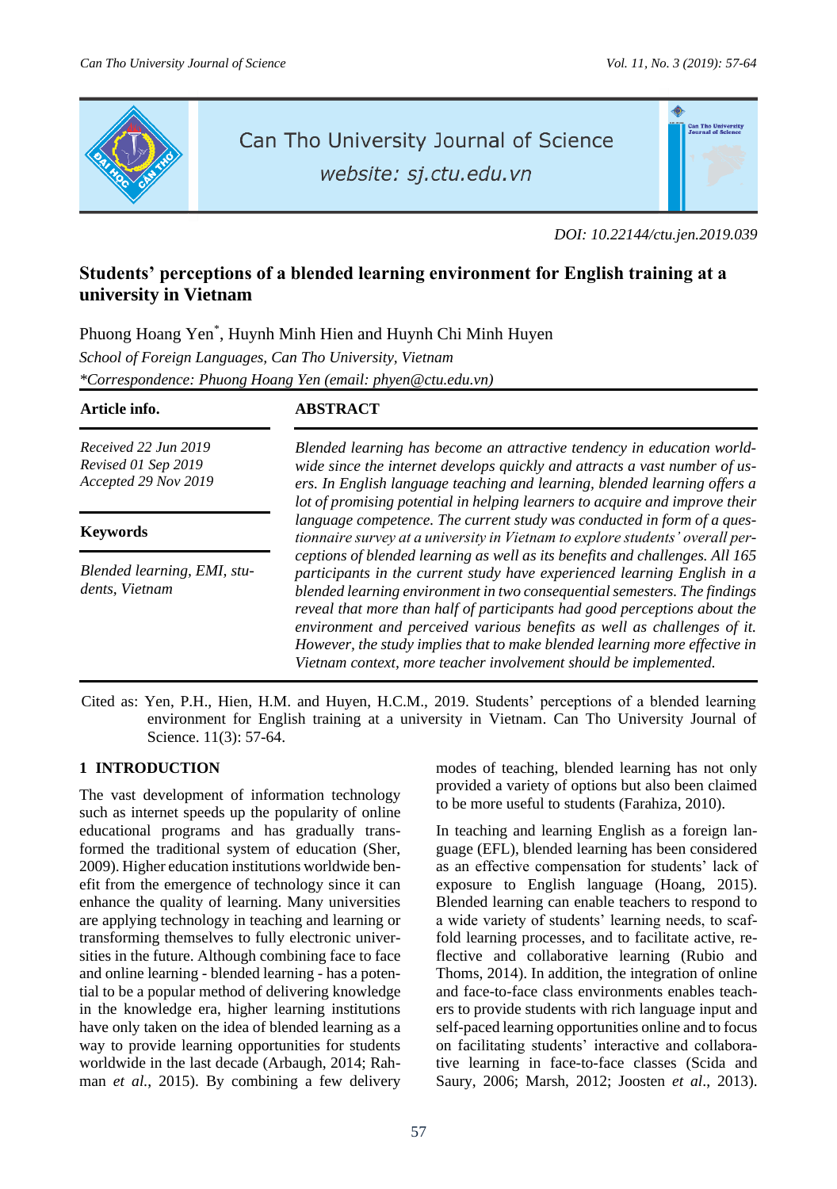DOI: 10.22144/ctu.jen.2019.039

# Students' perceptions of a blended learning environment for English training at a university in Vietnam

Phuong Hoang Yen*, Huynh Minh Hien and Huynh Chi Minh Huyen

*School of Foreign Languages, Can Tho University, Vietnam*

*\*Correspondence: Phuong Hoang Yen (email: phyen@ctu.edu.vn)*

**Article info.**

*Received 22 Jun 2019*
*Revised 01 Sep 2019*
*Accepted 29 Nov 2019*

**Keywords**

*Blended learning, EMI, students, Vietnam*

**ABSTRACT**

*Blended learning has become an attractive tendency in education worldwide since the internet develops quickly and attracts a vast number of users. In English language teaching and learning, blended learning offers a lot of promising potential in helping learners to acquire and improve their language competence. The current study was conducted in form of a questionnaire survey at a university in Vietnam to explore students' overall perceptions of blended learning as well as its benefits and challenges. All 165 participants in the current study have experienced learning English in a blended learning environment in two consequential semesters. The findings reveal that more than half of participants had good perceptions about the environment and perceived various benefits as well as challenges of it. However, the study implies that to make blended learning more effective in Vietnam context, more teacher involvement should be implemented.*

Cited as: Yen, P.H., Hien, H.M. and Huyen, H.C.M., 2019. Students' perceptions of a blended learning environment for English training at a university in Vietnam. Can Tho University Journal of Science. 11(3): 57-64.

## 1 INTRODUCTION

The vast development of information technology such as internet speeds up the popularity of online educational programs and has gradually transformed the traditional system of education (Sher, 2009). Higher education institutions worldwide benefit from the emergence of technology since it can enhance the quality of learning. Many universities are applying technology in teaching and learning or transforming themselves to fully electronic universities in the future. Although combining face to face and online learning - blended learning - has a potential to be a popular method of delivering knowledge in the knowledge era, higher learning institutions have only taken on the idea of blended learning as a way to provide learning opportunities for students worldwide in the last decade (Arbaugh, 2014; Rahman *et al.*, 2015). By combining a few delivery modes of teaching, blended learning has not only provided a variety of options but also been claimed to be more useful to students (Farahiza, 2010).

In teaching and learning English as a foreign language (EFL), blended learning has been considered as an effective compensation for students' lack of exposure to English language (Hoang, 2015). Blended learning can enable teachers to respond to a wide variety of students' learning needs, to scaffold learning processes, and to facilitate active, reflective and collaborative learning (Rubio and Thoms, 2014). In addition, the integration of online and face-to-face class environments enables teachers to provide students with rich language input and self-paced learning opportunities online and to focus on facilitating students' interactive and collaborative learning in face-to-face classes (Scida and Saury, 2006; Marsh, 2012; Joosten *et al.*, 2013).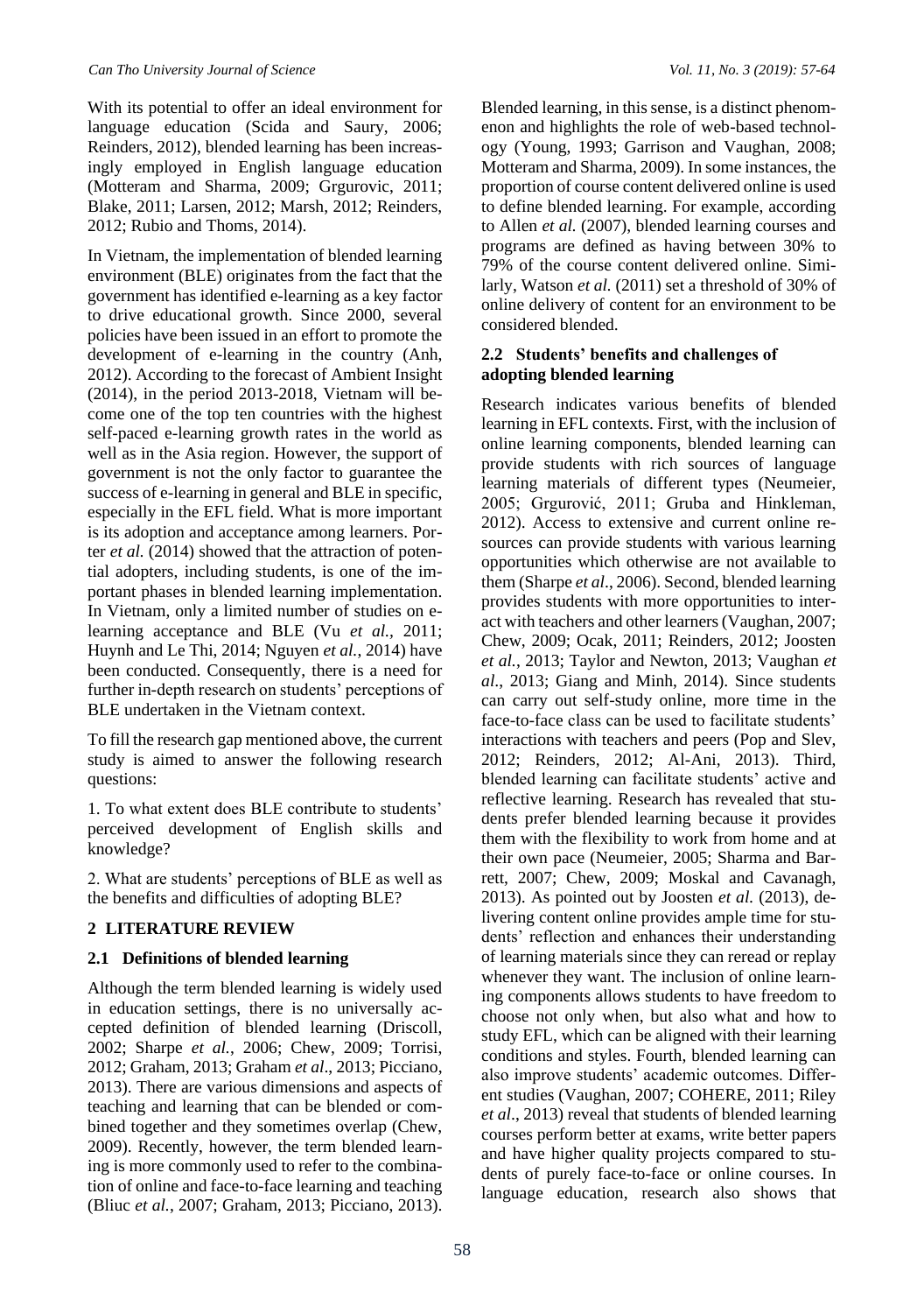With its potential to offer an ideal environment for language education (Scida and Saury, 2006; Reinders, 2012), blended learning has been increasingly employed in English language education (Motteram and Sharma, 2009; Grgurovic, 2011; Blake, 2011; Larsen, 2012; Marsh, 2012; Reinders, 2012; Rubio and Thoms, 2014).

In Vietnam, the implementation of blended learning environment (BLE) originates from the fact that the government has identified e-learning as a key factor to drive educational growth. Since 2000, several policies have been issued in an effort to promote the development of e-learning in the country (Anh, 2012). According to the forecast of Ambient Insight (2014), in the period 2013-2018, Vietnam will become one of the top ten countries with the highest self-paced e-learning growth rates in the world as well as in the Asia region. However, the support of government is not the only factor to guarantee the success of e-learning in general and BLE in specific, especially in the EFL field. What is more important is its adoption and acceptance among learners. Porter *et al.* (2014) showed that the attraction of potential adopters, including students, is one of the important phases in blended learning implementation. In Vietnam, only a limited number of studies on e-learning acceptance and BLE (Vu *et al.*, 2011; Huynh and Le Thi, 2014; Nguyen *et al.*, 2014) have been conducted. Consequently, there is a need for further in-depth research on students' perceptions of BLE undertaken in the Vietnam context.

To fill the research gap mentioned above, the current study is aimed to answer the following research questions:

1. To what extent does BLE contribute to students' perceived development of English skills and knowledge?

2. What are students' perceptions of BLE as well as the benefits and difficulties of adopting BLE?

## 2 LITERATURE REVIEW

### 2.1 Definitions of blended learning

Although the term blended learning is widely used in education settings, there is no universally accepted definition of blended learning (Driscoll, 2002; Sharpe *et al.*, 2006; Chew, 2009; Torrisi, 2012; Graham, 2013; Graham *et al*., 2013; Picciano, 2013). There are various dimensions and aspects of teaching and learning that can be blended or combined together and they sometimes overlap (Chew, 2009). Recently, however, the term blended learning is more commonly used to refer to the combination of online and face-to-face learning and teaching (Bliuc *et al.*, 2007; Graham, 2013; Picciano, 2013). Blended learning, in this sense, is a distinct phenomenon and highlights the role of web-based technology (Young, 1993; Garrison and Vaughan, 2008; Motteram and Sharma, 2009). In some instances, the proportion of course content delivered online is used to define blended learning. For example, according to Allen *et al.* (2007), blended learning courses and programs are defined as having between 30% to 79% of the course content delivered online. Similarly, Watson *et al.* (2011) set a threshold of 30% of online delivery of content for an environment to be considered blended.

### 2.2 Students' benefits and challenges of adopting blended learning

Research indicates various benefits of blended learning in EFL contexts. First, with the inclusion of online learning components, blended learning can provide students with rich sources of language learning materials of different types (Neumeier, 2005; Grgurović, 2011; Gruba and Hinkleman, 2012). Access to extensive and current online resources can provide students with various learning opportunities which otherwise are not available to them (Sharpe *et al*., 2006). Second, blended learning provides students with more opportunities to interact with teachers and other learners (Vaughan, 2007; Chew, 2009; Ocak, 2011; Reinders, 2012; Joosten *et al.*, 2013; Taylor and Newton, 2013; Vaughan *et al*., 2013; Giang and Minh, 2014). Since students can carry out self-study online, more time in the face-to-face class can be used to facilitate students' interactions with teachers and peers (Pop and Slev, 2012; Reinders, 2012; Al-Ani, 2013). Third, blended learning can facilitate students' active and reflective learning. Research has revealed that students prefer blended learning because it provides them with the flexibility to work from home and at their own pace (Neumeier, 2005; Sharma and Barrett, 2007; Chew, 2009; Moskal and Cavanagh, 2013). As pointed out by Joosten *et al.* (2013), delivering content online provides ample time for students' reflection and enhances their understanding of learning materials since they can reread or replay whenever they want. The inclusion of online learning components allows students to have freedom to choose not only when, but also what and how to study EFL, which can be aligned with their learning conditions and styles. Fourth, blended learning can also improve students' academic outcomes. Different studies (Vaughan, 2007; COHERE, 2011; Riley *et al*., 2013) reveal that students of blended learning courses perform better at exams, write better papers and have higher quality projects compared to students of purely face-to-face or online courses. In language education, research also shows that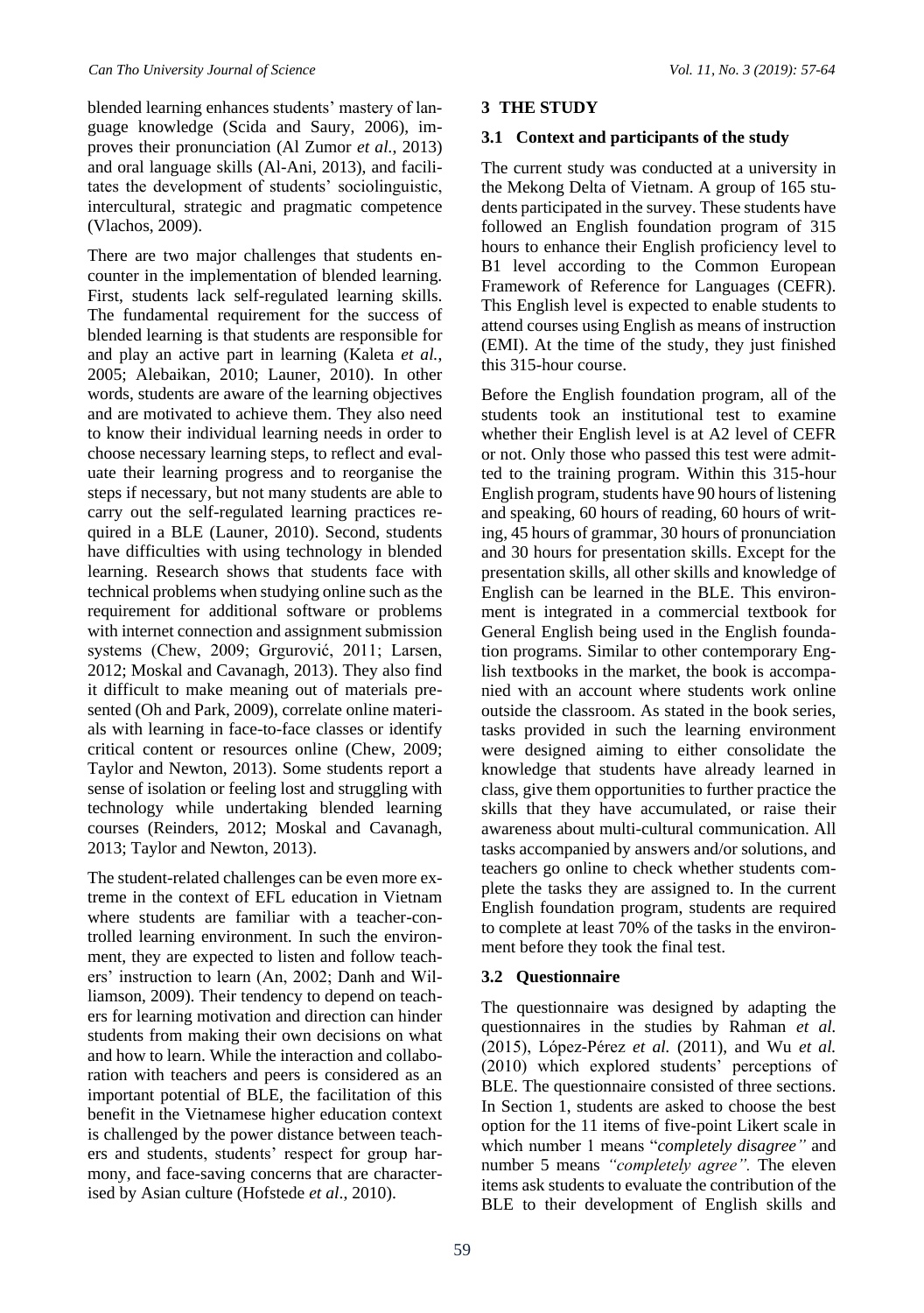blended learning enhances students' mastery of language knowledge (Scida and Saury, 2006), improves their pronunciation (Al Zumor *et al.*, 2013) and oral language skills (Al-Ani, 2013), and facilitates the development of students' sociolinguistic, intercultural, strategic and pragmatic competence (Vlachos, 2009).

There are two major challenges that students encounter in the implementation of blended learning. First, students lack self-regulated learning skills. The fundamental requirement for the success of blended learning is that students are responsible for and play an active part in learning (Kaleta *et al.*, 2005; Alebaikan, 2010; Launer, 2010). In other words, students are aware of the learning objectives and are motivated to achieve them. They also need to know their individual learning needs in order to choose necessary learning steps, to reflect and evaluate their learning progress and to reorganise the steps if necessary, but not many students are able to carry out the self-regulated learning practices required in a BLE (Launer, 2010). Second, students have difficulties with using technology in blended learning. Research shows that students face with technical problems when studying online such as the requirement for additional software or problems with internet connection and assignment submission systems (Chew, 2009; Grgurović, 2011; Larsen, 2012; Moskal and Cavanagh, 2013). They also find it difficult to make meaning out of materials presented (Oh and Park, 2009), correlate online materials with learning in face-to-face classes or identify critical content or resources online (Chew, 2009; Taylor and Newton, 2013). Some students report a sense of isolation or feeling lost and struggling with technology while undertaking blended learning courses (Reinders, 2012; Moskal and Cavanagh, 2013; Taylor and Newton, 2013).

The student-related challenges can be even more extreme in the context of EFL education in Vietnam where students are familiar with a teacher-controlled learning environment. In such the environment, they are expected to listen and follow teachers' instruction to learn (An, 2002; Danh and Williamson, 2009). Their tendency to depend on teachers for learning motivation and direction can hinder students from making their own decisions on what and how to learn. While the interaction and collaboration with teachers and peers is considered as an important potential of BLE, the facilitation of this benefit in the Vietnamese higher education context is challenged by the power distance between teachers and students, students' respect for group harmony, and face-saving concerns that are characterised by Asian culture (Hofstede *et al*., 2010).

## 3 THE STUDY

### 3.1 Context and participants of the study

The current study was conducted at a university in the Mekong Delta of Vietnam. A group of 165 students participated in the survey. These students have followed an English foundation program of 315 hours to enhance their English proficiency level to B1 level according to the Common European Framework of Reference for Languages (CEFR). This English level is expected to enable students to attend courses using English as means of instruction (EMI). At the time of the study, they just finished this 315-hour course.

Before the English foundation program, all of the students took an institutional test to examine whether their English level is at A2 level of CEFR or not. Only those who passed this test were admitted to the training program. Within this 315-hour English program, students have 90 hours of listening and speaking, 60 hours of reading, 60 hours of writing, 45 hours of grammar, 30 hours of pronunciation and 30 hours for presentation skills. Except for the presentation skills, all other skills and knowledge of English can be learned in the BLE. This environment is integrated in a commercial textbook for General English being used in the English foundation programs. Similar to other contemporary English textbooks in the market, the book is accompanied with an account where students work online outside the classroom. As stated in the book series, tasks provided in such the learning environment were designed aiming to either consolidate the knowledge that students have already learned in class, give them opportunities to further practice the skills that they have accumulated, or raise their awareness about multi-cultural communication. All tasks accompanied by answers and/or solutions, and teachers go online to check whether students complete the tasks they are assigned to. In the current English foundation program, students are required to complete at least 70% of the tasks in the environment before they took the final test.

### 3.2 Questionnaire

The questionnaire was designed by adapting the questionnaires in the studies by Rahman *et al.* (2015), López-Pérez *et al.* (2011), and Wu *et al.* (2010) which explored students' perceptions of BLE. The questionnaire consisted of three sections. In Section 1, students are asked to choose the best option for the 11 items of five-point Likert scale in which number 1 means "*completely disagree"* and number 5 means *"completely agree".* The eleven items ask students to evaluate the contribution of the BLE to their development of English skills and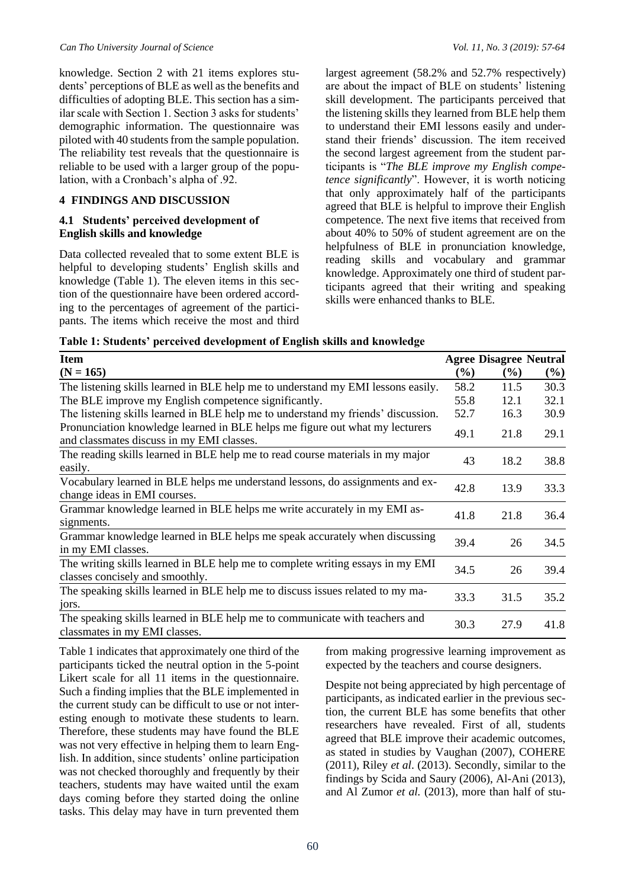knowledge. Section 2 with 21 items explores students' perceptions of BLE as well as the benefits and difficulties of adopting BLE. This section has a similar scale with Section 1. Section 3 asks for students' demographic information. The questionnaire was piloted with 40 students from the sample population. The reliability test reveals that the questionnaire is reliable to be used with a larger group of the population, with a Cronbach's alpha of .92.

## 4 FINDINGS AND DISCUSSION

### 4.1 Students' perceived development of English skills and knowledge

Data collected revealed that to some extent BLE is helpful to developing students' English skills and knowledge (Table 1). The eleven items in this section of the questionnaire have been ordered according to the percentages of agreement of the participants. The items which receive the most and third largest agreement (58.2% and 52.7% respectively) are about the impact of BLE on students' listening skill development. The participants perceived that the listening skills they learned from BLE help them to understand their EMI lessons easily and understand their friends' discussion. The item received the second largest agreement from the student participants is "*The BLE improve my English competence significantly*". However, it is worth noticing that only approximately half of the participants agreed that BLE is helpful to improve their English competence. The next five items that received from about 40% to 50% of student agreement are on the helpfulness of BLE in pronunciation knowledge, reading skills and vocabulary and grammar knowledge. Approximately one third of student participants agreed that their writing and speaking skills were enhanced thanks to BLE.

**Table 1: Students' perceived development of English skills and knowledge**

| Item (N = 165) | Agree (%) | Disagree (%) | Neutral (%) |
|---|---|---|---|
| The listening skills learned in BLE help me to understand my EMI lessons easily. | 58.2 | 11.5 | 30.3 |
| The BLE improve my English competence significantly. | 55.8 | 12.1 | 32.1 |
| The listening skills learned in BLE help me to understand my friends' discussion. | 52.7 | 16.3 | 30.9 |
| Pronunciation knowledge learned in BLE helps me figure out what my lecturers and classmates discuss in my EMI classes. | 49.1 | 21.8 | 29.1 |
| The reading skills learned in BLE help me to read course materials in my major easily. | 43 | 18.2 | 38.8 |
| Vocabulary learned in BLE helps me understand lessons, do assignments and exchange ideas in EMI courses. | 42.8 | 13.9 | 33.3 |
| Grammar knowledge learned in BLE helps me write accurately in my EMI assignments. | 41.8 | 21.8 | 36.4 |
| Grammar knowledge learned in BLE helps me speak accurately when discussing in my EMI classes. | 39.4 | 26 | 34.5 |
| The writing skills learned in BLE help me to complete writing essays in my EMI classes concisely and smoothly. | 34.5 | 26 | 39.4 |
| The speaking skills learned in BLE help me to discuss issues related to my majors. | 33.3 | 31.5 | 35.2 |
| The speaking skills learned in BLE help me to communicate with teachers and classmates in my EMI classes. | 30.3 | 27.9 | 41.8 |

Table 1 indicates that approximately one third of the participants ticked the neutral option in the 5-point Likert scale for all 11 items in the questionnaire. Such a finding implies that the BLE implemented in the current study can be difficult to use or not interesting enough to motivate these students to learn. Therefore, these students may have found the BLE was not very effective in helping them to learn English. In addition, since students' online participation was not checked thoroughly and frequently by their teachers, students may have waited until the exam days coming before they started doing the online tasks. This delay may have in turn prevented them from making progressive learning improvement as expected by the teachers and course designers.

Despite not being appreciated by high percentage of participants, as indicated earlier in the previous section, the current BLE has some benefits that other researchers have revealed. First of all, students agreed that BLE improve their academic outcomes, as stated in studies by Vaughan (2007), COHERE (2011), Riley *et al*. (2013). Secondly, similar to the findings by Scida and Saury (2006), Al-Ani (2013), and Al Zumor *et al.* (2013), more than half of stu-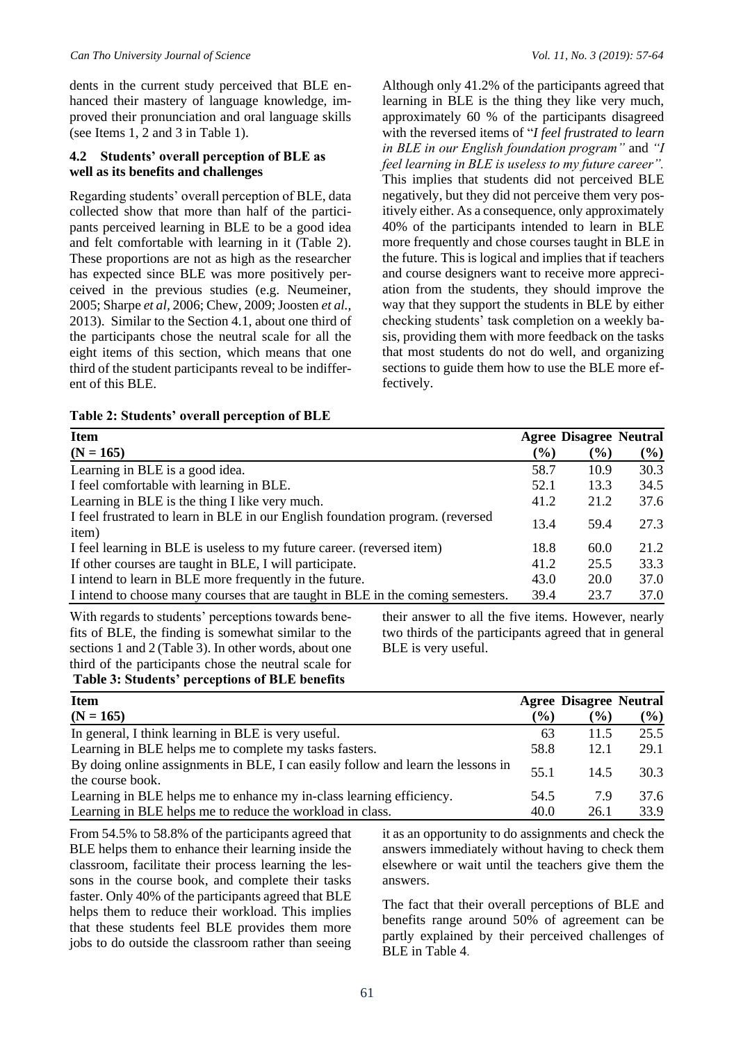dents in the current study perceived that BLE enhanced their mastery of language knowledge, improved their pronunciation and oral language skills (see Items 1, 2 and 3 in Table 1).

### 4.2 Students' overall perception of BLE as well as its benefits and challenges

Regarding students' overall perception of BLE, data collected show that more than half of the participants perceived learning in BLE to be a good idea and felt comfortable with learning in it (Table 2). These proportions are not as high as the researcher has expected since BLE was more positively perceived in the previous studies (e.g. Neumeiner, 2005; Sharpe *et al*, 2006; Chew, 2009; Joosten *et al.*, 2013). Similar to the Section 4.1, about one third of the participants chose the neutral scale for all the eight items of this section, which means that one third of the student participants reveal to be indifferent of this BLE.

Although only 41.2% of the participants agreed that learning in BLE is the thing they like very much, approximately 60 % of the participants disagreed with the reversed items of "*I feel frustrated to learn in BLE in our English foundation program"* and *"I feel learning in BLE is useless to my future career".* This implies that students did not perceived BLE negatively, but they did not perceive them very positively either. As a consequence, only approximately 40% of the participants intended to learn in BLE more frequently and chose courses taught in BLE in the future. This is logical and implies that if teachers and course designers want to receive more appreciation from the students, they should improve the way that they support the students in BLE by either checking students' task completion on a weekly basis, providing them with more feedback on the tasks that most students do not do well, and organizing sections to guide them how to use the BLE more effectively.

**Table 2: Students' overall perception of BLE**

| Item<br>(N = 165) | Agree<br>(%) | Disagree<br>(%) | Neutral<br>(%) |
|---|---|---|---|
| Learning in BLE is a good idea. | 58.7 | 10.9 | 30.3 |
| I feel comfortable with learning in BLE. | 52.1 | 13.3 | 34.5 |
| Learning in BLE is the thing I like very much. | 41.2 | 21.2 | 37.6 |
| I feel frustrated to learn in BLE in our English foundation program. (reversed item) | 13.4 | 59.4 | 27.3 |
| I feel learning in BLE is useless to my future career. (reversed item) | 18.8 | 60.0 | 21.2 |
| If other courses are taught in BLE, I will participate. | 41.2 | 25.5 | 33.3 |
| I intend to learn in BLE more frequently in the future. | 43.0 | 20.0 | 37.0 |
| I intend to choose many courses that are taught in BLE in the coming semesters. | 39.4 | 23.7 | 37.0 |

With regards to students' perceptions towards benefits of BLE, the finding is somewhat similar to the sections 1 and 2 (Table 3). In other words, about one third of the participants chose the neutral scale for their answer to all the five items. However, nearly two thirds of the participants agreed that in general BLE is very useful.

**Table 3: Students' perceptions of BLE benefits**

| Item<br>(N = 165) | Agree<br>(%) | Disagree<br>(%) | Neutral<br>(%) |
|---|---|---|---|
| In general, I think learning in BLE is very useful. | 63 | 11.5 | 25.5 |
| Learning in BLE helps me to complete my tasks fasters. | 58.8 | 12.1 | 29.1 |
| By doing online assignments in BLE, I can easily follow and learn the lessons in the course book. | 55.1 | 14.5 | 30.3 |
| Learning in BLE helps me to enhance my in-class learning efficiency. | 54.5 | 7.9 | 37.6 |
| Learning in BLE helps me to reduce the workload in class. | 40.0 | 26.1 | 33.9 |

From 54.5% to 58.8% of the participants agreed that BLE helps them to enhance their learning inside the classroom, facilitate their process learning the lessons in the course book, and complete their tasks faster. Only 40% of the participants agreed that BLE helps them to reduce their workload. This implies that these students feel BLE provides them more jobs to do outside the classroom rather than seeing it as an opportunity to do assignments and check the answers immediately without having to check them elsewhere or wait until the teachers give them the answers.

The fact that their overall perceptions of BLE and benefits range around 50% of agreement can be partly explained by their perceived challenges of BLE in Table 4.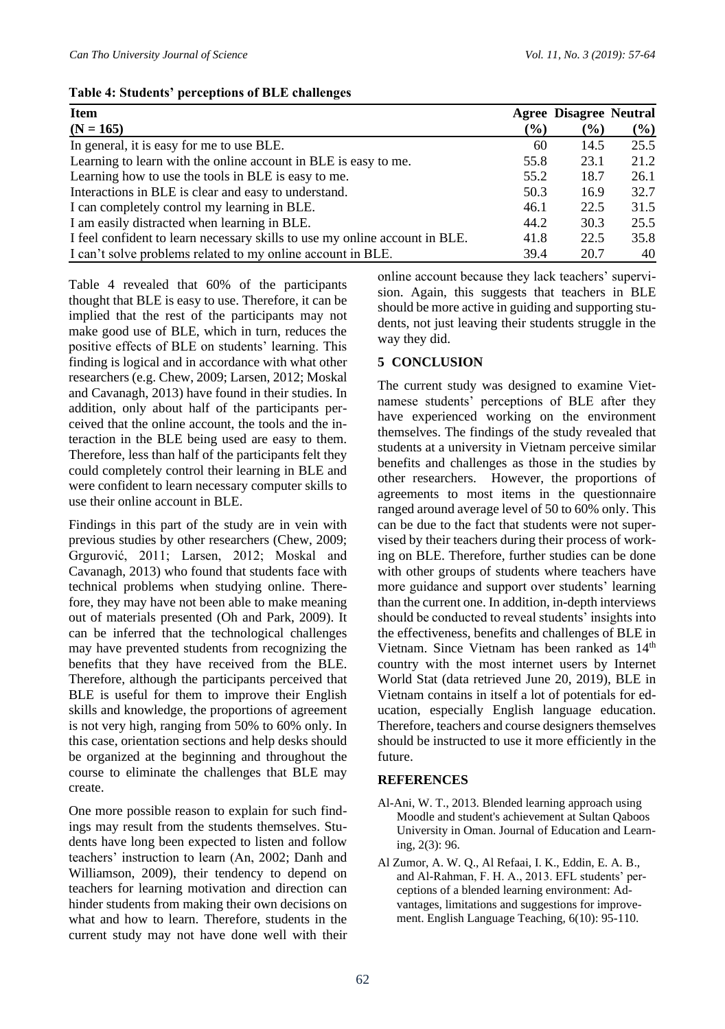**Table 4: Students' perceptions of BLE challenges**

| Item (N = 165) | Agree (%) | Disagree (%) | Neutral (%) |
|---|---|---|---|
| In general, it is easy for me to use BLE. | 60 | 14.5 | 25.5 |
| Learning to learn with the online account in BLE is easy to me. | 55.8 | 23.1 | 21.2 |
| Learning how to use the tools in BLE is easy to me. | 55.2 | 18.7 | 26.1 |
| Interactions in BLE is clear and easy to understand. | 50.3 | 16.9 | 32.7 |
| I can completely control my learning in BLE. | 46.1 | 22.5 | 31.5 |
| I am easily distracted when learning in BLE. | 44.2 | 30.3 | 25.5 |
| I feel confident to learn necessary skills to use my online account in BLE. | 41.8 | 22.5 | 35.8 |
| I can't solve problems related to my online account in BLE. | 39.4 | 20.7 | 40 |

Table 4 revealed that 60% of the participants thought that BLE is easy to use. Therefore, it can be implied that the rest of the participants may not make good use of BLE, which in turn, reduces the positive effects of BLE on students' learning. This finding is logical and in accordance with what other researchers (e.g. Chew, 2009; Larsen, 2012; Moskal and Cavanagh, 2013) have found in their studies. In addition, only about half of the participants perceived that the online account, the tools and the interaction in the BLE being used are easy to them. Therefore, less than half of the participants felt they could completely control their learning in BLE and were confident to learn necessary computer skills to use their online account in BLE.

Findings in this part of the study are in vein with previous studies by other researchers (Chew, 2009; Grgurović, 2011; Larsen, 2012; Moskal and Cavanagh, 2013) who found that students face with technical problems when studying online. Therefore, they may have not been able to make meaning out of materials presented (Oh and Park, 2009). It can be inferred that the technological challenges may have prevented students from recognizing the benefits that they have received from the BLE. Therefore, although the participants perceived that BLE is useful for them to improve their English skills and knowledge, the proportions of agreement is not very high, ranging from 50% to 60% only. In this case, orientation sections and help desks should be organized at the beginning and throughout the course to eliminate the challenges that BLE may create.

One more possible reason to explain for such findings may result from the students themselves. Students have long been expected to listen and follow teachers' instruction to learn (An, 2002; Danh and Williamson, 2009), their tendency to depend on teachers for learning motivation and direction can hinder students from making their own decisions on what and how to learn. Therefore, students in the current study may not have done well with their online account because they lack teachers' supervision. Again, this suggests that teachers in BLE should be more active in guiding and supporting students, not just leaving their students struggle in the way they did.

## 5 CONCLUSION

The current study was designed to examine Vietnamese students' perceptions of BLE after they have experienced working on the environment themselves. The findings of the study revealed that students at a university in Vietnam perceive similar benefits and challenges as those in the studies by other researchers. However, the proportions of agreements to most items in the questionnaire ranged around average level of 50 to 60% only. This can be due to the fact that students were not supervised by their teachers during their process of working on BLE. Therefore, further studies can be done with other groups of students where teachers have more guidance and support over students' learning than the current one. In addition, in-depth interviews should be conducted to reveal students' insights into the effectiveness, benefits and challenges of BLE in Vietnam. Since Vietnam has been ranked as 14th country with the most internet users by Internet World Stat (data retrieved June 20, 2019), BLE in Vietnam contains in itself a lot of potentials for education, especially English language education. Therefore, teachers and course designers themselves should be instructed to use it more efficiently in the future.

## REFERENCES

Al-Ani, W. T., 2013. Blended learning approach using Moodle and student's achievement at Sultan Qaboos University in Oman. Journal of Education and Learning, 2(3): 96.

Al Zumor, A. W. Q., Al Refaai, I. K., Eddin, E. A. B., and Al-Rahman, F. H. A., 2013. EFL students' perceptions of a blended learning environment: Advantages, limitations and suggestions for improvement. English Language Teaching, 6(10): 95-110.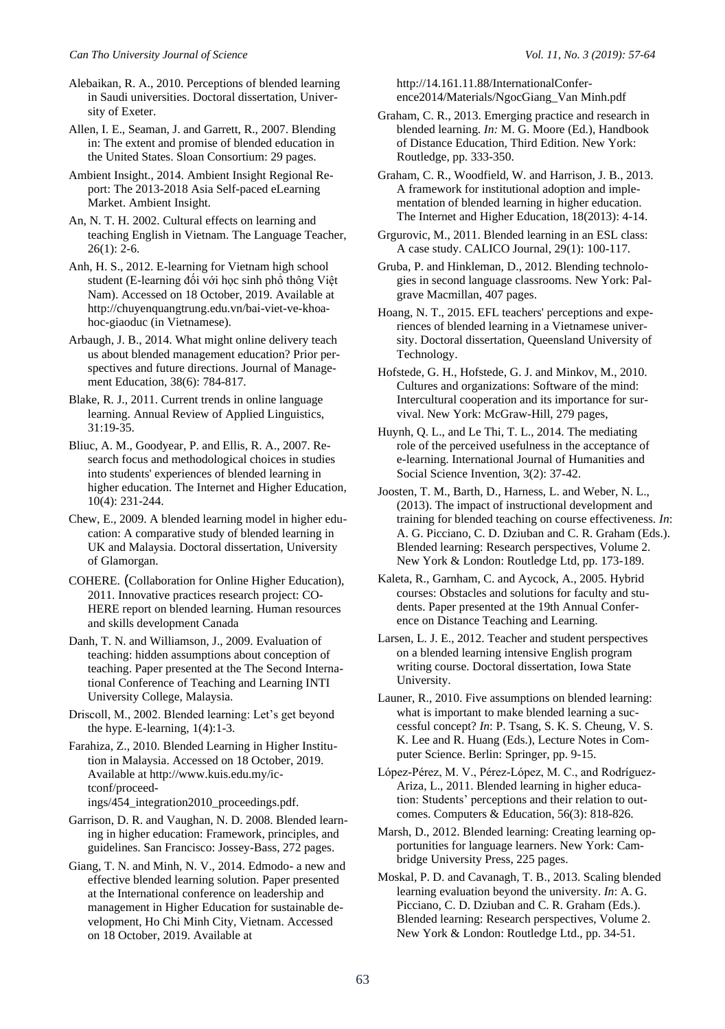Alebaikan, R. A., 2010. Perceptions of blended learning in Saudi universities. Doctoral dissertation, University of Exeter.

Allen, I. E., Seaman, J. and Garrett, R., 2007. Blending in: The extent and promise of blended education in the United States. Sloan Consortium: 29 pages.

Ambient Insight., 2014. Ambient Insight Regional Report: The 2013-2018 Asia Self-paced eLearning Market. Ambient Insight.

An, N. T. H. 2002. Cultural effects on learning and teaching English in Vietnam. The Language Teacher, 26(1): 2-6.

Anh, H. S., 2012. E-learning for Vietnam high school student (E-learning đối với học sinh phổ thông Việt Nam). Accessed on 18 October, 2019. Available at http://chuyenquangtrung.edu.vn/bai-viet-ve-khoa-hoc-giaoduc (in Vietnamese).

Arbaugh, J. B., 2014. What might online delivery teach us about blended management education? Prior perspectives and future directions. Journal of Management Education, 38(6): 784-817.

Blake, R. J., 2011. Current trends in online language learning. Annual Review of Applied Linguistics, 31:19-35.

Bliuc, A. M., Goodyear, P. and Ellis, R. A., 2007. Research focus and methodological choices in studies into students' experiences of blended learning in higher education. The Internet and Higher Education, 10(4): 231-244.

Chew, E., 2009. A blended learning model in higher education: A comparative study of blended learning in UK and Malaysia. Doctoral dissertation, University of Glamorgan.

COHERE. (Collaboration for Online Higher Education), 2011. Innovative practices research project: COHERE report on blended learning. Human resources and skills development Canada

Danh, T. N. and Williamson, J., 2009. Evaluation of teaching: hidden assumptions about conception of teaching. Paper presented at the The Second International Conference of Teaching and Learning INTI University College, Malaysia.

Driscoll, M., 2002. Blended learning: Let's get beyond the hype. E-learning, 1(4):1-3.

Farahiza, Z., 2010. Blended Learning in Higher Institution in Malaysia. Accessed on 18 October, 2019. Available at http://www.kuis.edu.my/ictconf/proceedings/454_integration2010_proceedings.pdf.

Garrison, D. R. and Vaughan, N. D. 2008. Blended learning in higher education: Framework, principles, and guidelines. San Francisco: Jossey-Bass, 272 pages.

Giang, T. N. and Minh, N. V., 2014. Edmodo- a new and effective blended learning solution. Paper presented at the International conference on leadership and management in Higher Education for sustainable development, Ho Chi Minh City, Vietnam. Accessed on 18 October, 2019. Available at http://14.161.11.88/InternationalConference2014/Materials/NgocGiang_Van Minh.pdf

Graham, C. R., 2013. Emerging practice and research in blended learning. *In:* M. G. Moore (Ed.), Handbook of Distance Education, Third Edition. New York: Routledge, pp. 333-350.

Graham, C. R., Woodfield, W. and Harrison, J. B., 2013. A framework for institutional adoption and implementation of blended learning in higher education. The Internet and Higher Education, 18(2013): 4-14.

Grgurovic, M., 2011. Blended learning in an ESL class: A case study. CALICO Journal, 29(1): 100-117.

Gruba, P. and Hinkleman, D., 2012. Blending technologies in second language classrooms. New York: Palgrave Macmillan, 407 pages.

Hoang, N. T., 2015. EFL teachers' perceptions and experiences of blended learning in a Vietnamese university. Doctoral dissertation, Queensland University of Technology.

Hofstede, G. H., Hofstede, G. J. and Minkov, M., 2010. Cultures and organizations: Software of the mind: Intercultural cooperation and its importance for survival. New York: McGraw-Hill, 279 pages,

Huynh, Q. L., and Le Thi, T. L., 2014. The mediating role of the perceived usefulness in the acceptance of e-learning. International Journal of Humanities and Social Science Invention, 3(2): 37-42.

Joosten, T. M., Barth, D., Harness, L. and Weber, N. L., (2013). The impact of instructional development and training for blended teaching on course effectiveness. *In*: A. G. Picciano, C. D. Dziuban and C. R. Graham (Eds.). Blended learning: Research perspectives, Volume 2. New York & London: Routledge Ltd, pp. 173-189.

Kaleta, R., Garnham, C. and Aycock, A., 2005. Hybrid courses: Obstacles and solutions for faculty and students. Paper presented at the 19th Annual Conference on Distance Teaching and Learning.

Larsen, L. J. E., 2012. Teacher and student perspectives on a blended learning intensive English program writing course. Doctoral dissertation, Iowa State University.

Launer, R., 2010. Five assumptions on blended learning: what is important to make blended learning a successful concept? *In*: P. Tsang, S. K. S. Cheung, V. S. K. Lee and R. Huang (Eds.), Lecture Notes in Computer Science. Berlin: Springer, pp. 9-15.

López-Pérez, M. V., Pérez-López, M. C., and Rodríguez-Ariza, L., 2011. Blended learning in higher education: Students' perceptions and their relation to outcomes. Computers & Education, 56(3): 818-826.

Marsh, D., 2012. Blended learning: Creating learning opportunities for language learners. New York: Cambridge University Press, 225 pages.

Moskal, P. D. and Cavanagh, T. B., 2013. Scaling blended learning evaluation beyond the university. *In*: A. G. Picciano, C. D. Dziuban and C. R. Graham (Eds.). Blended learning: Research perspectives, Volume 2. New York & London: Routledge Ltd., pp. 34-51.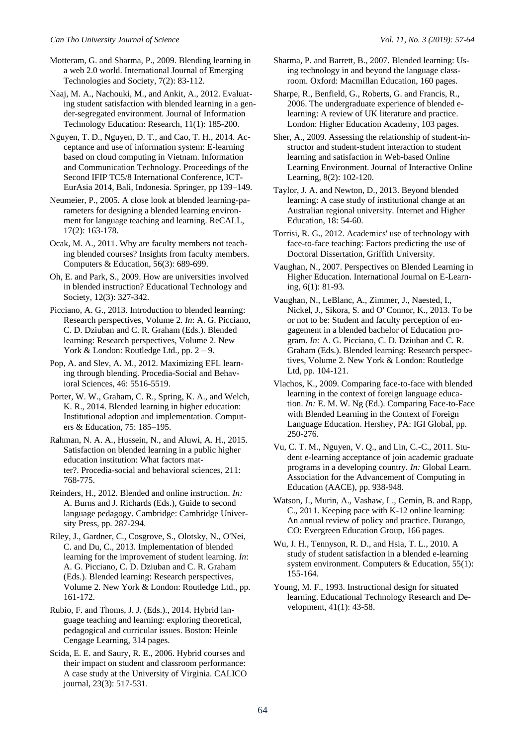Motteram, G. and Sharma, P., 2009. Blending learning in a web 2.0 world. International Journal of Emerging Technologies and Society, 7(2): 83-112.

Naaj, M. A., Nachouki, M., and Ankit, A., 2012. Evaluating student satisfaction with blended learning in a gender-segregated environment. Journal of Information Technology Education: Research, 11(1): 185-200.

Nguyen, T. D., Nguyen, D. T., and Cao, T. H., 2014. Acceptance and use of information system: E-learning based on cloud computing in Vietnam. Information and Communication Technology. Proceedings of the Second IFIP TC5/8 International Conference, ICT-EurAsia 2014, Bali, Indonesia. Springer, pp 139–149.

Neumeier, P., 2005. A close look at blended learning-parameters for designing a blended learning environment for language teaching and learning. ReCALL, 17(2): 163-178.

Ocak, M. A., 2011. Why are faculty members not teaching blended courses? Insights from faculty members. Computers & Education, 56(3): 689-699.

Oh, E. and Park, S., 2009. How are universities involved in blended instruction? Educational Technology and Society, 12(3): 327-342.

Picciano, A. G., 2013. Introduction to blended learning: Research perspectives, Volume 2. *In*: A. G. Picciano, C. D. Dziuban and C. R. Graham (Eds.). Blended learning: Research perspectives, Volume 2. New York & London: Routledge Ltd., pp. 2 – 9.

Pop, A. and Slev, A. M., 2012. Maximizing EFL learning through blending. Procedia-Social and Behavioral Sciences, 46: 5516-5519.

Porter, W. W., Graham, C. R., Spring, K. A., and Welch, K. R., 2014. Blended learning in higher education: Institutional adoption and implementation. Computers & Education, 75: 185–195.

Rahman, N. A. A., Hussein, N., and Aluwi, A. H., 2015. Satisfaction on blended learning in a public higher education institution: What factors matter?. Procedia-social and behavioral sciences, 211: 768-775.

Reinders, H., 2012. Blended and online instruction. *In:* A. Burns and J. Richards (Eds.), Guide to second language pedagogy. Cambridge: Cambridge University Press, pp. 287-294.

Riley, J., Gardner, C., Cosgrove, S., Olotsky, N., O'Nei, C. and Du, C., 2013. Implementation of blended learning for the improvement of student learning. *In*: A. G. Picciano, C. D. Dziuban and C. R. Graham (Eds.). Blended learning: Research perspectives, Volume 2. New York & London: Routledge Ltd., pp. 161-172.

Rubio, F. and Thoms, J. J. (Eds.)., 2014. Hybrid language teaching and learning: exploring theoretical, pedagogical and curricular issues. Boston: Heinle Cengage Learning, 314 pages.

Scida, E. E. and Saury, R. E., 2006. Hybrid courses and their impact on student and classroom performance: A case study at the University of Virginia. CALICO journal, 23(3): 517-531.

Sharma, P. and Barrett, B., 2007. Blended learning: Using technology in and beyond the language classroom. Oxford: Macmillan Education, 160 pages.

Sharpe, R., Benfield, G., Roberts, G. and Francis, R., 2006. The undergraduate experience of blended e-learning: A review of UK literature and practice. London: Higher Education Academy, 103 pages.

Sher, A., 2009. Assessing the relationship of student-instructor and student-student interaction to student learning and satisfaction in Web-based Online Learning Environment. Journal of Interactive Online Learning, 8(2): 102-120.

Taylor, J. A. and Newton, D., 2013. Beyond blended learning: A case study of institutional change at an Australian regional university. Internet and Higher Education, 18: 54-60.

Torrisi, R. G., 2012. Academics' use of technology with face-to-face teaching: Factors predicting the use of Doctoral Dissertation, Griffith University.

Vaughan, N., 2007. Perspectives on Blended Learning in Higher Education. International Journal on E-Learning, 6(1): 81-93.

Vaughan, N., LeBlanc, A., Zimmer, J., Naested, I., Nickel, J., Sikora, S. and O' Connor, K., 2013. To be or not to be: Student and faculty perception of engagement in a blended bachelor of Education program. *In:* A. G. Picciano, C. D. Dziuban and C. R. Graham (Eds.). Blended learning: Research perspectives, Volume 2. New York & London: Routledge Ltd, pp. 104-121.

Vlachos, K., 2009. Comparing face-to-face with blended learning in the context of foreign language education. *In:* E. M. W. Ng (Ed.). Comparing Face-to-Face with Blended Learning in the Context of Foreign Language Education. Hershey, PA: IGI Global, pp. 250-276.

Vu, C. T. M., Nguyen, V. Q., and Lin, C.-C., 2011. Student e-learning acceptance of join academic graduate programs in a developing country. *In:* Global Learn. Association for the Advancement of Computing in Education (AACE), pp. 938-948.

Watson, J., Murin, A., Vashaw, L., Gemin, B. and Rapp, C., 2011. Keeping pace with K-12 online learning: An annual review of policy and practice. Durango, CO: Evergreen Education Group, 166 pages.

Wu, J. H., Tennyson, R. D., and Hsia, T. L., 2010. A study of student satisfaction in a blended e-learning system environment. Computers & Education, 55(1): 155-164.

Young, M. F., 1993. Instructional design for situated learning. Educational Technology Research and Development, 41(1): 43-58.